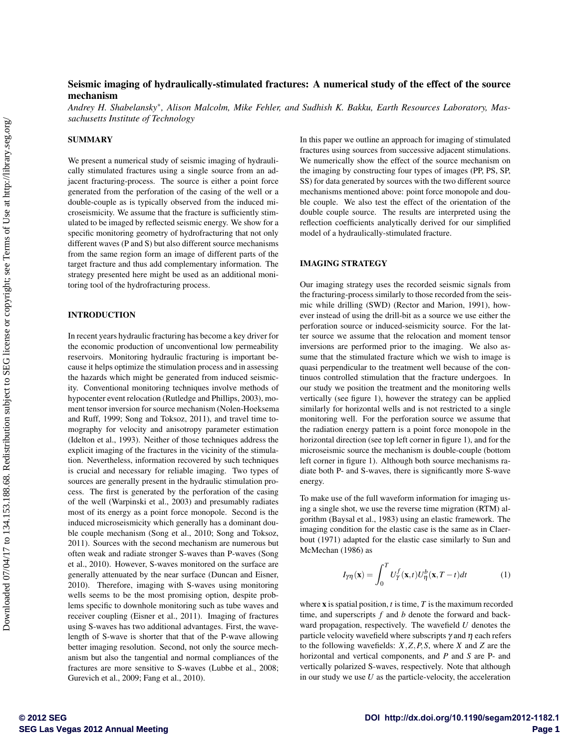# Seismic imaging of hydraulically-stimulated fractures: A numerical study of the effect of the source mechanism

*Andrey H. Shabelansky*, Alison Malcolm, Mike Fehler, and Sudhish K. Bakku, Earth Resources Laboratory, Massachusetts Institute of Technology*

## SUMMARY

We present a numerical study of seismic imaging of hydraulically stimulated fractures using a single source from an adjacent fracturing-process. The source is either a point force generated from the perforation of the casing of the well or a double-couple as is typically observed from the induced microseismicity. We assume that the fracture is sufficiently stimulated to be imaged by reflected seismic energy. We show for a specific monitoring geometry of hydrofracturing that not only different waves (P and S) but also different source mechanisms from the same region form an image of different parts of the target fracture and thus add complementary information. The strategy presented here might be used as an additional monitoring tool of the hydrofracturing process.

## INTRODUCTION

In recent years hydraulic fracturing has become a key driver for the economic production of unconventional low permeability reservoirs. Monitoring hydraulic fracturing is important because it helps optimize the stimulation process and in assessing the hazards which might be generated from induced seismicity. Conventional monitoring techniques involve methods of hypocenter event relocation (Rutledge and Phillips, 2003), moment tensor inversion for source mechanism (Nolen-Hoeksema and Ruff, 1999; Song and Toksoz, 2011), and travel time tomography for velocity and anisotropy parameter estimation (Idelton et al., 1993). Neither of those techniques address the explicit imaging of the fractures in the vicinity of the stimulation. Nevertheless, information recovered by such techniques is crucial and necessary for reliable imaging. Two types of sources are generally present in the hydraulic stimulation process. The first is generated by the perforation of the casing of the well (Warpinski et al., 2003) and presumably radiates most of its energy as a point force monopole. Second is the induced microseismicity which generally has a dominant double couple mechanism (Song et al., 2010; Song and Toksoz, 2011). Sources with the second mechanism are numerous but often weak and radiate stronger S-waves than P-waves (Song et al., 2010). However, S-waves monitored on the surface are generally attenuated by the near surface (Duncan and Eisner, 2010). Therefore, imaging with S-waves using monitoring wells seems to be the most promising option, despite problems specific to downhole monitoring such as tube waves and receiver coupling (Eisner et al., 2011). Imaging of fractures using S-waves has two additional advantages. First, the wavelength of S-wave is shorter that that of the P-wave allowing better imaging resolution. Second, not only the source mechanism but also the tangential and normal compliances of the fractures are more sensitive to S-waves (Lubbe et al., 2008; Gurevich et al., 2009; Fang et al., 2010).

In this paper we outline an approach for imaging of stimulated fractures using sources from successive adjacent stimulations. We numerically show the effect of the source mechanism on the imaging by constructing four types of images (PP, PS, SP, SS) for data generated by sources with the two different source mechanisms mentioned above: point force monopole and double couple. We also test the effect of the orientation of the double couple source. The results are interpreted using the reflection coefficients analytically derived for our simplified model of a hydraulically-stimulated fracture.

## IMAGING STRATEGY

Our imaging strategy uses the recorded seismic signals from the fracturing-process similarly to those recorded from the seismic while drilling (SWD) (Rector and Marion, 1991), however instead of using the drill-bit as a source we use either the perforation source or induced-seismicity source. For the latter source we assume that the relocation and moment tensor inversions are performed prior to the imaging. We also assume that the stimulated fracture which we wish to image is quasi perpendicular to the treatment well because of the continuos controlled stimulation that the fracture undergoes. In our study we position the treatment and the monitoring wells vertically (see figure 1), however the strategy can be applied similarly for horizontal wells and is not restricted to a single monitoring well. For the perforation source we assume that the radiation energy pattern is a point force monopole in the horizontal direction (see top left corner in figure 1), and for the microseismic source the mechanism is double-couple (bottom left corner in figure 1). Although both source mechanisms radiate both P- and S-waves, there is significantly more S-wave energy.

To make use of the full waveform information for imaging using a single shot, we use the reverse time migration (RTM) algorithm (Baysal et al., 1983) using an elastic framework. The imaging condition for the elastic case is the same as in Claerbout (1971) adapted for the elastic case similarly to Sun and McMechan (1986) as

$$I_{\gamma\eta}(\mathbf{x}) = \int_0^T U_\gamma^f(\mathbf{x},t)U_\eta^b(\mathbf{x},T-t)dt \qquad (1)$$

where $\mathbf{x}$ is spatial position, $t$ is time, $T$ is the maximum recorded time, and superscripts $f$ and $b$ denote the forward and backward propagation, respectively. The wavefield $U$ denotes the particle velocity wavefield where subscripts $\gamma$ and $\eta$ each refers to the following wavefields: $X,Z,P,S$, where $X$ and $Z$ are the horizontal and vertical components, and $P$ and $S$ are P- and vertically polarized S-waves, respectively. Note that although in our study we use $U$ as the particle-velocity, the acceleration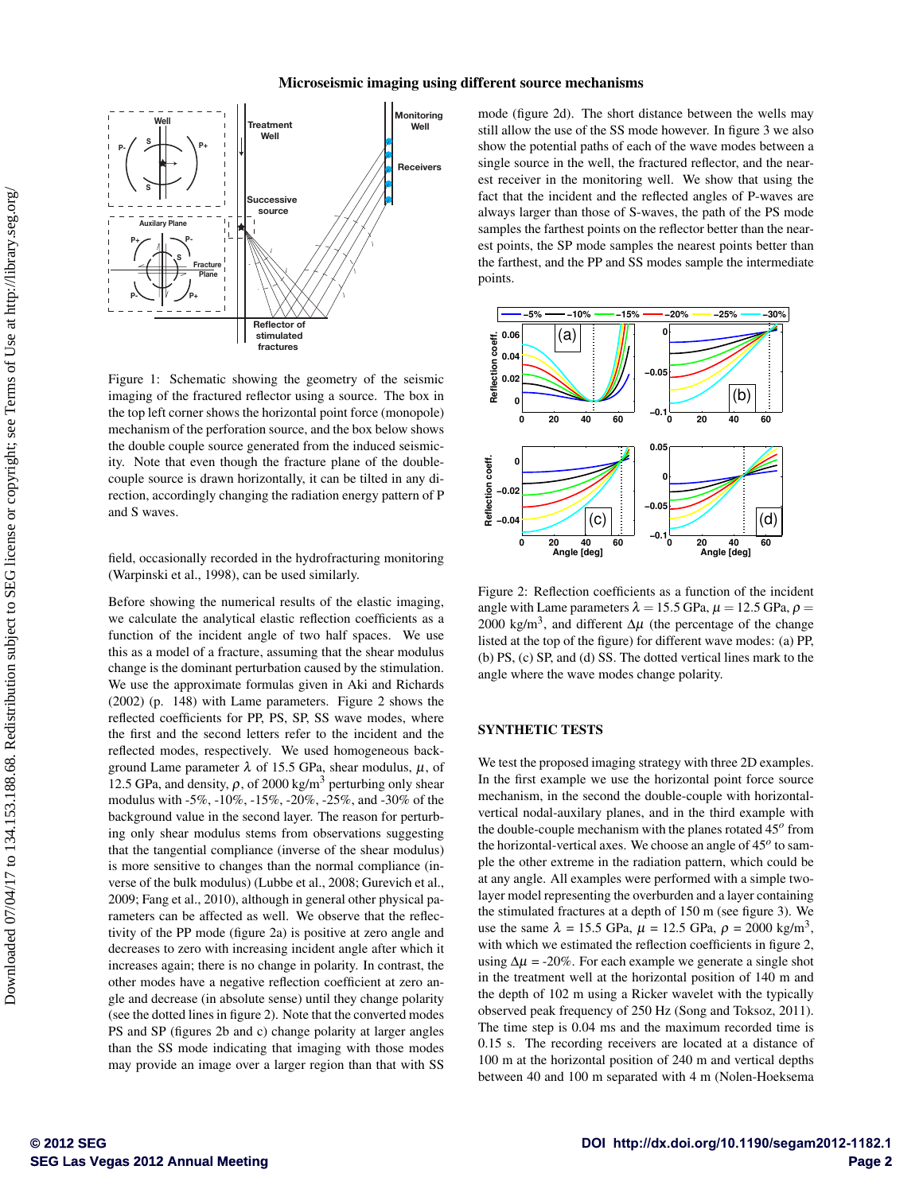Figure 1: Schematic showing the geometry of the seismic imaging of the fractured reflector using a source. The box in the top left corner shows the horizontal point force (monopole) mechanism of the perforation source, and the box below shows the double couple source generated from the induced seismicity. Note that even though the fracture plane of the double-couple source is drawn horizontally, it can be tilted in any direction, accordingly changing the radiation energy pattern of P and S waves.

field, occasionally recorded in the hydrofracturing monitoring (Warpinski et al., 1998), can be used similarly.

Before showing the numerical results of the elastic imaging, we calculate the analytical elastic reflection coefficients as a function of the incident angle of two half spaces. We use this as a model of a fracture, assuming that the shear modulus change is the dominant perturbation caused by the stimulation. We use the approximate formulas given in Aki and Richards (2002) (p. 148) with Lame parameters. Figure 2 shows the reflected coefficients for PP, PS, SP, SS wave modes, where the first and the second letters refer to the incident and the reflected modes, respectively. We used homogeneous background Lame parameter $\lambda$ of 15.5 GPa, shear modulus, $\mu$, of 12.5 GPa, and density, $\rho$, of 2000 kg/m$^3$ perturbing only shear modulus with -5%, -10%, -15%, -20%, -25%, and -30% of the background value in the second layer. The reason for perturbing only shear modulus stems from observations suggesting that the tangential compliance (inverse of the shear modulus) is more sensitive to changes than the normal compliance (inverse of the bulk modulus) (Lubbe et al., 2008; Gurevich et al., 2009; Fang et al., 2010), although in general other physical parameters can be affected as well. We observe that the reflectivity of the PP mode (figure 2a) is positive at zero angle and decreases to zero with increasing incident angle after which it increases again; there is no change in polarity. In contrast, the other modes have a negative reflection coefficient at zero angle and decrease (in absolute sense) until they change polarity (see the dotted lines in figure 2). Note that the converted modes PS and SP (figures 2b and c) change polarity at larger angles than the SS mode indicating that imaging with those modes may provide an image over a larger region than that with SS mode (figure 2d). The short distance between the wells may still allow the use of the SS mode however. In figure 3 we also show the potential paths of each of the wave modes between a single source in the well, the fractured reflector, and the nearest receiver in the monitoring well. We show that using the fact that the incident and the reflected angles of P-waves are always larger than those of S-waves, the path of the PS mode samples the farthest points on the reflector better than the nearest points, the SP mode samples the nearest points better than the farthest, and the PP and SS modes sample the intermediate points.

Figure 2: Reflection coefficients as a function of the incident angle with Lame parameters $\lambda = 15.5$ GPa, $\mu = 12.5$ GPa, $\rho =$ 2000 kg/m$^3$, and different $\Delta\mu$ (the percentage of the change listed at the top of the figure) for different wave modes: (a) PP, (b) PS, (c) SP, and (d) SS. The dotted vertical lines mark to the angle where the wave modes change polarity.

## SYNTHETIC TESTS

We test the proposed imaging strategy with three 2D examples. In the first example we use the horizontal point force source mechanism, in the second the double-couple with horizontal-vertical nodal-auxilary planes, and in the third example with the double-couple mechanism with the planes rotated $45^o$ from the horizontal-vertical axes. We choose an angle of $45^o$ to sample the other extreme in the radiation pattern, which could be at any angle. All examples were performed with a simple two-layer model representing the overburden and a layer containing the stimulated fractures at a depth of 150 m (see figure 3). We use the same $\lambda$ = 15.5 GPa, $\mu$ = 12.5 GPa, $\rho$ = 2000 kg/m$^3$, with which we estimated the reflection coefficients in figure 2, using $\Delta\mu$ = -20%. For each example we generate a single shot in the treatment well at the horizontal position of 140 m and the depth of 102 m using a Ricker wavelet with the typically observed peak frequency of 250 Hz (Song and Toksoz, 2011). The time step is 0.04 ms and the maximum recorded time is 0.15 s. The recording receivers are located at a distance of 100 m at the horizontal position of 240 m and vertical depths between 40 and 100 m separated with 4 m (Nolen-Hoeksema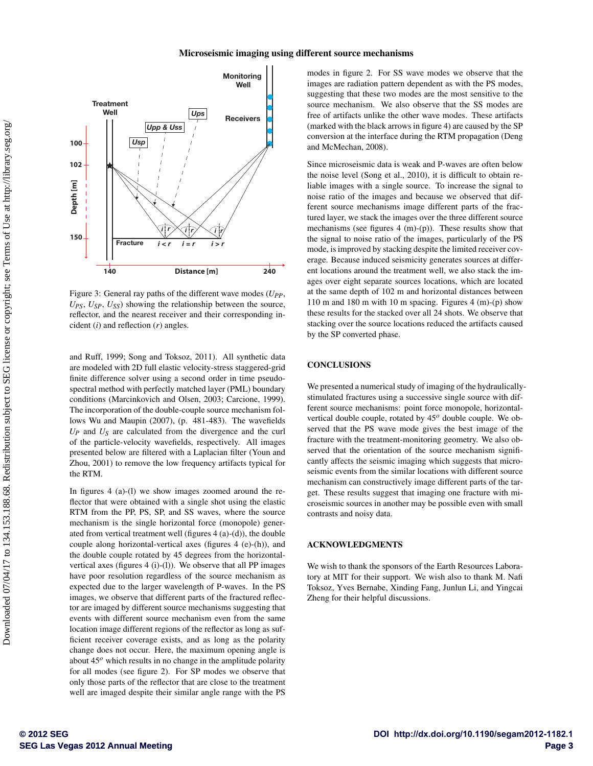Figure 3: General ray paths of the different wave modes ($U_{PP}$, $U_{PS}$, $U_{SP}$, $U_{SS}$) showing the relationship between the source, reflector, and the nearest receiver and their corresponding incident ($i$) and reflection ($r$) angles.

and Ruff, 1999; Song and Toksoz, 2011). All synthetic data are modeled with 2D full elastic velocity-stress staggered-grid finite difference solver using a second order in time pseudo-spectral method with perfectly matched layer (PML) boundary conditions (Marcinkovich and Olsen, 2003; Carcione, 1999). The incorporation of the double-couple source mechanism follows Wu and Maupin (2007), (p. 481-483). The wavefields $U_P$ and $U_S$ are calculated from the divergence and the curl of the particle-velocity wavefields, respectively. All images presented below are filtered with a Laplacian filter (Youn and Zhou, 2001) to remove the low frequency artifacts typical for the RTM.

In figures 4 (a)-(l) we show images zoomed around the reflector that were obtained with a single shot using the elastic RTM from the PP, PS, SP, and SS waves, where the source mechanism is the single horizontal force (monopole) generated from vertical treatment well (figures 4 (a)-(d)), the double couple along horizontal-vertical axes (figures 4 (e)-(h)), and the double couple rotated by 45 degrees from the horizontal-vertical axes (figures 4 (i)-(l)). We observe that all PP images have poor resolution regardless of the source mechanism as expected due to the larger wavelength of P-waves. In the PS images, we observe that different parts of the fractured reflector are imaged by different source mechanisms suggesting that events with different source mechanism even from the same location image different regions of the reflector as long as sufficient receiver coverage exists, and as long as the polarity change does not occur. Here, the maximum opening angle is about $45^o$ which results in no change in the amplitude polarity for all modes (see figure 2). For SP modes we observe that only those parts of the reflector that are close to the treatment well are imaged despite their similar angle range with the PS modes in figure 2. For SS wave modes we observe that the images are radiation pattern dependent as with the PS modes, suggesting that these two modes are the most sensitive to the source mechanism. We also observe that the SS modes are free of artifacts unlike the other wave modes. These artifacts (marked with the black arrows in figure 4) are caused by the SP conversion at the interface during the RTM propagation (Deng and McMechan, 2008).

Since microseismic data is weak and P-waves are often below the noise level (Song et al., 2010), it is difficult to obtain reliable images with a single source. To increase the signal to noise ratio of the images and because we observed that different source mechanisms image different parts of the fractured layer, we stack the images over the three different source mechanisms (see figures 4 (m)-(p)). These results show that the signal to noise ratio of the images, particularly of the PS mode, is improved by stacking despite the limited receiver coverage. Because induced seismicity generates sources at different locations around the treatment well, we also stack the images over eight separate sources locations, which are located at the same depth of 102 m and horizontal distances between 110 m and 180 m with 10 m spacing. Figures 4 (m)-(p) show these results for the stacked over all 24 shots. We observe that stacking over the source locations reduced the artifacts caused by the SP converted phase.

## CONCLUSIONS

We presented a numerical study of imaging of the hydraulically-stimulated fractures using a successive single source with different source mechanisms: point force monopole, horizontal-vertical double couple, rotated by $45^o$ double couple. We observed that the PS wave mode gives the best image of the fracture with the treatment-monitoring geometry. We also observed that the orientation of the source mechanism significantly affects the seismic imaging which suggests that microseismic events from the similar locations with different source mechanism can constructively image different parts of the target. These results suggest that imaging one fracture with microseismic sources in another may be possible even with small contrasts and noisy data.

## ACKNOWLEDGMENTS

We wish to thank the sponsors of the Earth Resources Laboratory at MIT for their support. We wish also to thank M. Nafi Toksoz, Yves Bernabe, Xinding Fang, Junlun Li, and Yingcai Zheng for their helpful discussions.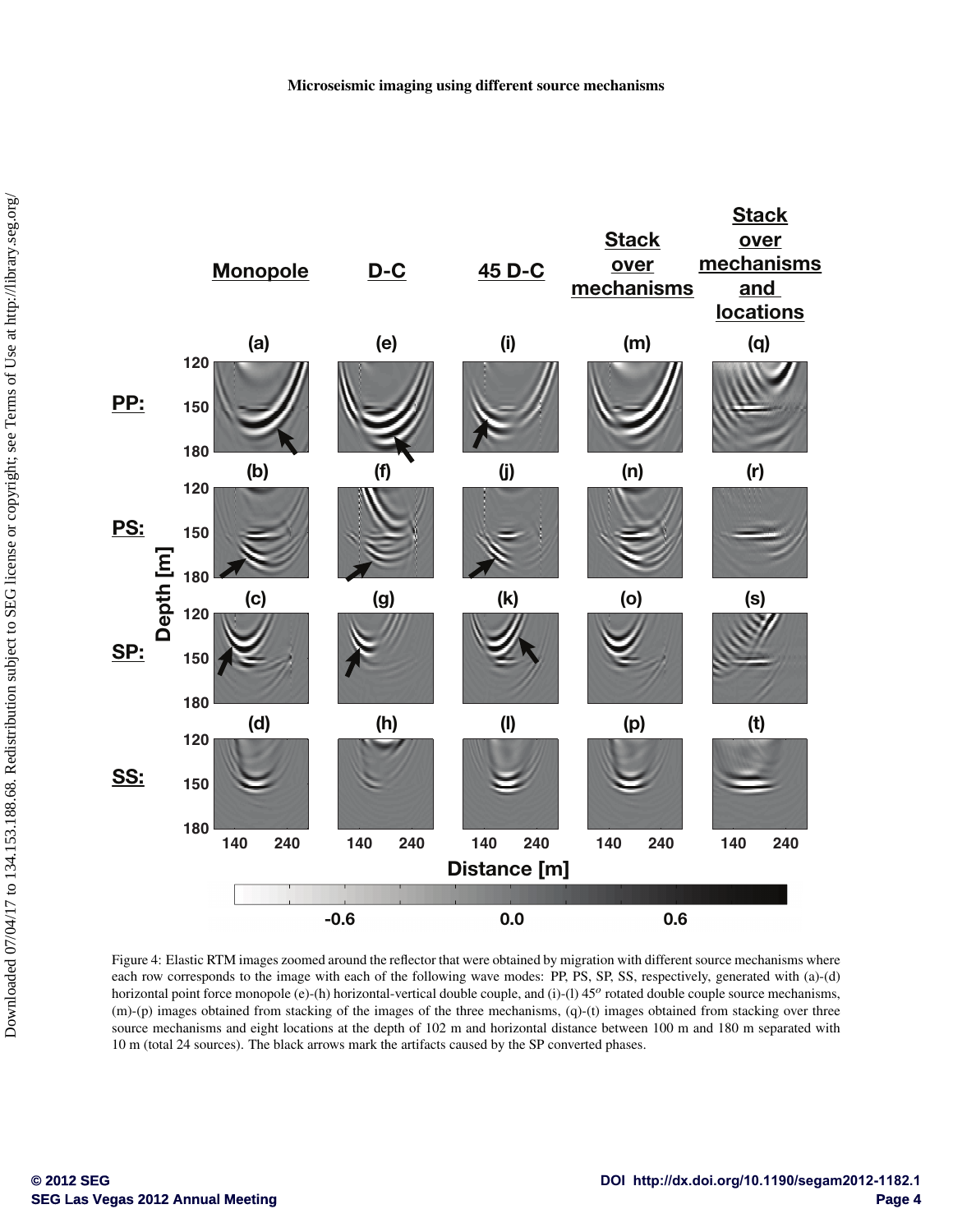Figure 4: Elastic RTM images zoomed around the reflector that were obtained by migration with different source mechanisms where each row corresponds to the image with each of the following wave modes: PP, PS, SP, SS, respectively, generated with (a)-(d) horizontal point force monopole (e)-(h) horizontal-vertical double couple, and (i)-(l) $45^o$ rotated double couple source mechanisms, (m)-(p) images obtained from stacking of the images of the three mechanisms, (q)-(t) images obtained from stacking over three source mechanisms and eight locations at the depth of 102 m and horizontal distance between 100 m and 180 m separated with 10 m (total 24 sources). The black arrows mark the artifacts caused by the SP converted phases.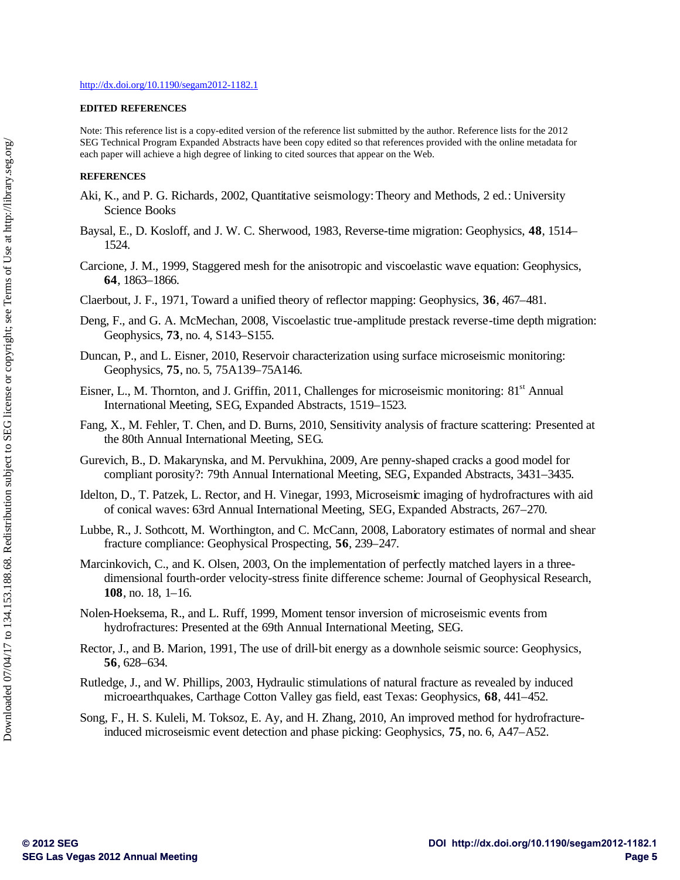http://dx.doi.org/10.1190/segam2012-1182.1

**EDITED REFERENCES**

Note: This reference list is a copy-edited version of the reference list submitted by the author. Reference lists for the 2012 SEG Technical Program Expanded Abstracts have been copy edited so that references provided with the online metadata for each paper will achieve a high degree of linking to cited sources that appear on the Web.

**REFERENCES**

Aki, K., and P. G. Richards, 2002, Quantitative seismology: Theory and Methods, 2 ed.: University Science Books

Baysal, E., D. Kosloff, and J. W. C. Sherwood, 1983, Reverse-time migration: Geophysics, **48**, 1514–1524.

Carcione, J. M., 1999, Staggered mesh for the anisotropic and viscoelastic wave equation: Geophysics, **64**, 1863–1866.

Claerbout, J. F., 1971, Toward a unified theory of reflector mapping: Geophysics, **36**, 467–481.

Deng, F., and G. A. McMechan, 2008, Viscoelastic true-amplitude prestack reverse-time depth migration: Geophysics, **73**, no. 4, S143–S155.

Duncan, P., and L. Eisner, 2010, Reservoir characterization using surface microseismic monitoring: Geophysics, **75**, no. 5, 75A139–75A146.

Eisner, L., M. Thornton, and J. Griffin, 2011, Challenges for microseismic monitoring: 81st Annual International Meeting, SEG, Expanded Abstracts, 1519–1523.

Fang, X., M. Fehler, T. Chen, and D. Burns, 2010, Sensitivity analysis of fracture scattering: Presented at the 80th Annual International Meeting, SEG.

Gurevich, B., D. Makarynska, and M. Pervukhina, 2009, Are penny-shaped cracks a good model for compliant porosity?: 79th Annual International Meeting, SEG, Expanded Abstracts, 3431–3435.

Idelton, D., T. Patzek, L. Rector, and H. Vinegar, 1993, Microseismic imaging of hydrofractures with aid of conical waves: 63rd Annual International Meeting, SEG, Expanded Abstracts, 267–270.

Lubbe, R., J. Sothcott, M. Worthington, and C. McCann, 2008, Laboratory estimates of normal and shear fracture compliance: Geophysical Prospecting, **56**, 239–247.

Marcinkovich, C., and K. Olsen, 2003, On the implementation of perfectly matched layers in a three-dimensional fourth-order velocity-stress finite difference scheme: Journal of Geophysical Research, **108**, no. 18, 1–16.

Nolen-Hoeksema, R., and L. Ruff, 1999, Moment tensor inversion of microseismic events from hydrofractures: Presented at the 69th Annual International Meeting, SEG.

Rector, J., and B. Marion, 1991, The use of drill-bit energy as a downhole seismic source: Geophysics, **56**, 628–634.

Rutledge, J., and W. Phillips, 2003, Hydraulic stimulations of natural fracture as revealed by induced microearthquakes, Carthage Cotton Valley gas field, east Texas: Geophysics, **68**, 441–452.

Song, F., H. S. Kuleli, M. Toksoz, E. Ay, and H. Zhang, 2010, An improved method for hydrofracture-induced microseismic event detection and phase picking: Geophysics, **75**, no. 6, A47–A52.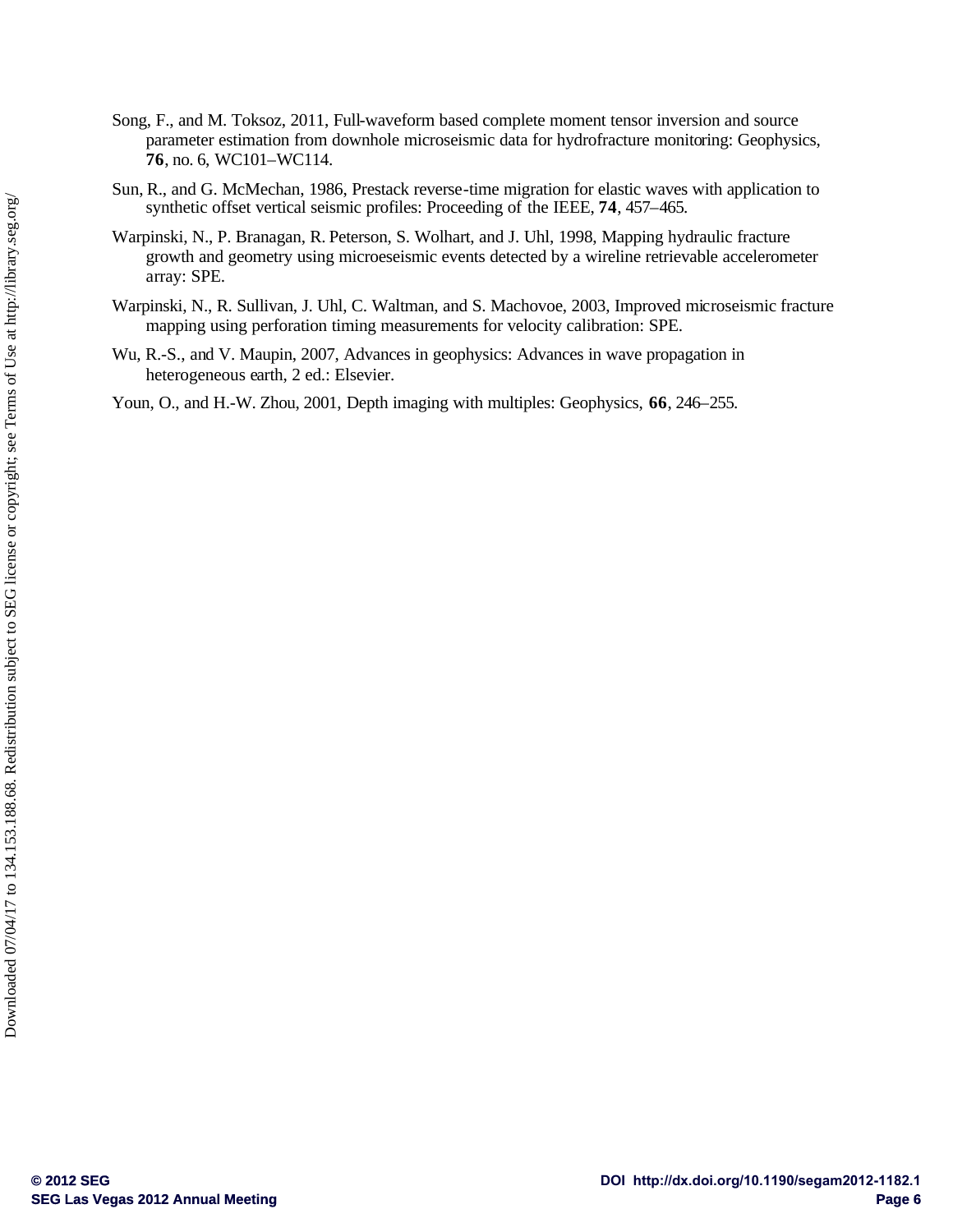Song, F., and M. Toksoz, 2011, Full-waveform based complete moment tensor inversion and source parameter estimation from downhole microseismic data for hydrofracture monitoring: Geophysics, **76**, no. 6, WC101–WC114.

Sun, R., and G. McMechan, 1986, Prestack reverse-time migration for elastic waves with application to synthetic offset vertical seismic profiles: Proceeding of the IEEE, **74**, 457–465.

Warpinski, N., P. Branagan, R. Peterson, S. Wolhart, and J. Uhl, 1998, Mapping hydraulic fracture growth and geometry using microeseismic events detected by a wireline retrievable accelerometer array: SPE.

Warpinski, N., R. Sullivan, J. Uhl, C. Waltman, and S. Machovoe, 2003, Improved microseismic fracture mapping using perforation timing measurements for velocity calibration: SPE.

Wu, R.-S., and V. Maupin, 2007, Advances in geophysics: Advances in wave propagation in heterogeneous earth, 2 ed.: Elsevier.

Youn, O., and H.-W. Zhou, 2001, Depth imaging with multiples: Geophysics, **66**, 246–255.